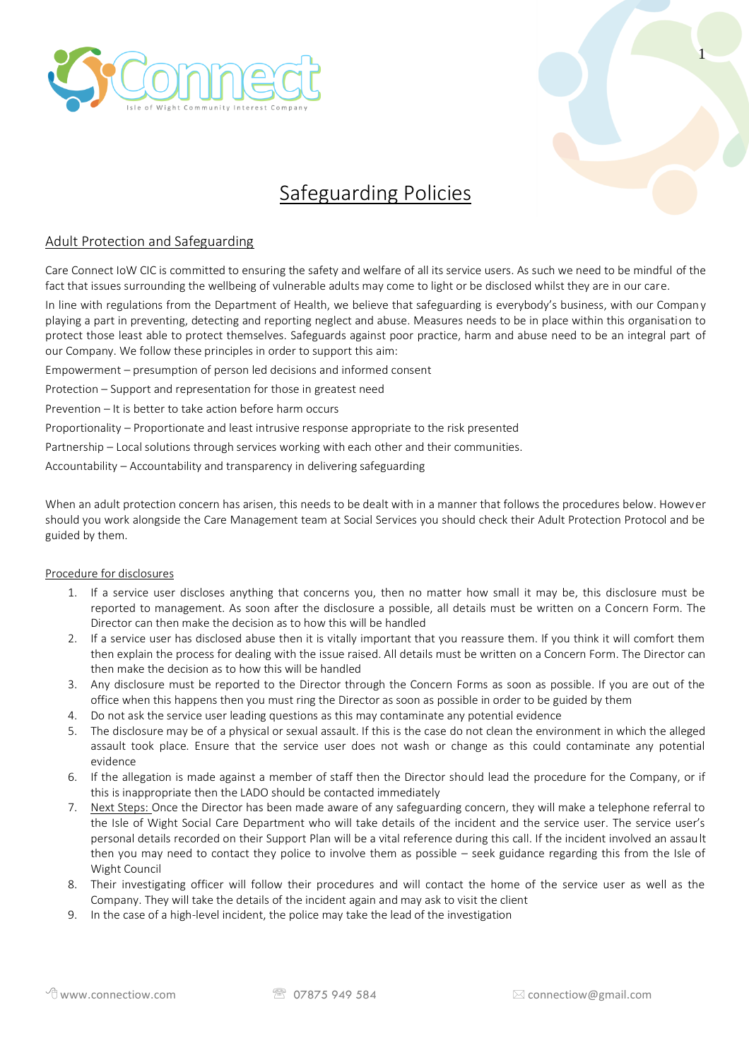# Safeguarding Policies

## Adult Protection and Safeguarding

Care Connect IoW CIC is committed to ensuring the safety and welfare of all its service users. As such we need to be mindful of the fact that issues surrounding the wellbeing of vulnerable adults may come to light or be disclosed whilst they are in our care.

In line with regulations from the Department of Health, we believe that safeguarding is everybody's business, with our Company playing a part in preventing, detecting and reporting neglect and abuse. Measures needs to be in place within this organisation to protect those least able to protect themselves. Safeguards against poor practice, harm and abuse need to be an integral part of our Company. We follow these principles in order to support this aim:

Empowerment – presumption of person led decisions and informed consent

Protection – Support and representation for those in greatest need

Prevention – It is better to take action before harm occurs

Proportionality – Proportionate and least intrusive response appropriate to the risk presented

Partnership – Local solutions through services working with each other and their communities.

Accountability – Accountability and transparency in delivering safeguarding

When an adult protection concern has arisen, this needs to be dealt with in a manner that follows the procedures below. However should you work alongside the Care Management team at Social Services you should check their Adult Protection Protocol and be guided by them.

### Procedure for disclosures

1. If a service user discloses anything that concerns you, then no matter how small it may be, this disclosure must be reported to management. As soon after the disclosure a possible, all details must be written on a Concern Form. The Director can then make the decision as to how this will be handled
2. If a service user has disclosed abuse then it is vitally important that you reassure them. If you think it will comfort them then explain the process for dealing with the issue raised. All details must be written on a Concern Form. The Director can then make the decision as to how this will be handled
3. Any disclosure must be reported to the Director through the Concern Forms as soon as possible. If you are out of the office when this happens then you must ring the Director as soon as possible in order to be guided by them
4. Do not ask the service user leading questions as this may contaminate any potential evidence
5. The disclosure may be of a physical or sexual assault. If this is the case do not clean the environment in which the alleged assault took place. Ensure that the service user does not wash or change as this could contaminate any potential evidence
6. If the allegation is made against a member of staff then the Director should lead the procedure for the Company, or if this is inappropriate then the LADO should be contacted immediately
7. Next Steps: Once the Director has been made aware of any safeguarding concern, they will make a telephone referral to the Isle of Wight Social Care Department who will take details of the incident and the service user. The service user's personal details recorded on their Support Plan will be a vital reference during this call. If the incident involved an assault then you may need to contact they police to involve them as possible – seek guidance regarding this from the Isle of Wight Council
8. Their investigating officer will follow their procedures and will contact the home of the service user as well as the Company. They will take the details of the incident again and may ask to visit the client
9. In the case of a high-level incident, the police may take the lead of the investigation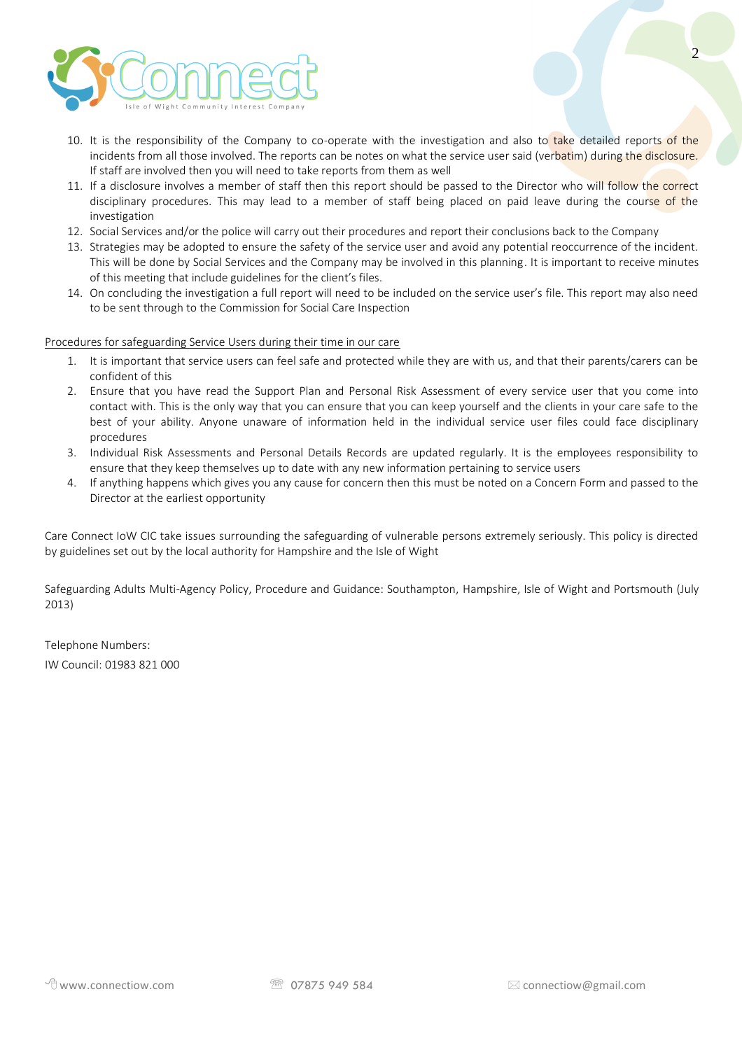10. It is the responsibility of the Company to co-operate with the investigation and also to take detailed reports of the incidents from all those involved. The reports can be notes on what the service user said (verbatim) during the disclosure. If staff are involved then you will need to take reports from them as well
11. If a disclosure involves a member of staff then this report should be passed to the Director who will follow the correct disciplinary procedures. This may lead to a member of staff being placed on paid leave during the course of the investigation
12. Social Services and/or the police will carry out their procedures and report their conclusions back to the Company
13. Strategies may be adopted to ensure the safety of the service user and avoid any potential reoccurrence of the incident. This will be done by Social Services and the Company may be involved in this planning. It is important to receive minutes of this meeting that include guidelines for the client's files.
14. On concluding the investigation a full report will need to be included on the service user's file. This report may also need to be sent through to the Commission for Social Care Inspection

<u>Procedures for safeguarding Service Users during their time in our care</u>

1. It is important that service users can feel safe and protected while they are with us, and that their parents/carers can be confident of this
2. Ensure that you have read the Support Plan and Personal Risk Assessment of every service user that you come into contact with. This is the only way that you can ensure that you can keep yourself and the clients in your care safe to the best of your ability. Anyone unaware of information held in the individual service user files could face disciplinary procedures
3. Individual Risk Assessments and Personal Details Records are updated regularly. It is the employees responsibility to ensure that they keep themselves up to date with any new information pertaining to service users
4. If anything happens which gives you any cause for concern then this must be noted on a Concern Form and passed to the Director at the earliest opportunity

Care Connect IoW CIC take issues surrounding the safeguarding of vulnerable persons extremely seriously. This policy is directed by guidelines set out by the local authority for Hampshire and the Isle of Wight

Safeguarding Adults Multi-Agency Policy, Procedure and Guidance: Southampton, Hampshire, Isle of Wight and Portsmouth (July 2013)

Telephone Numbers:

IW Council: 01983 821 000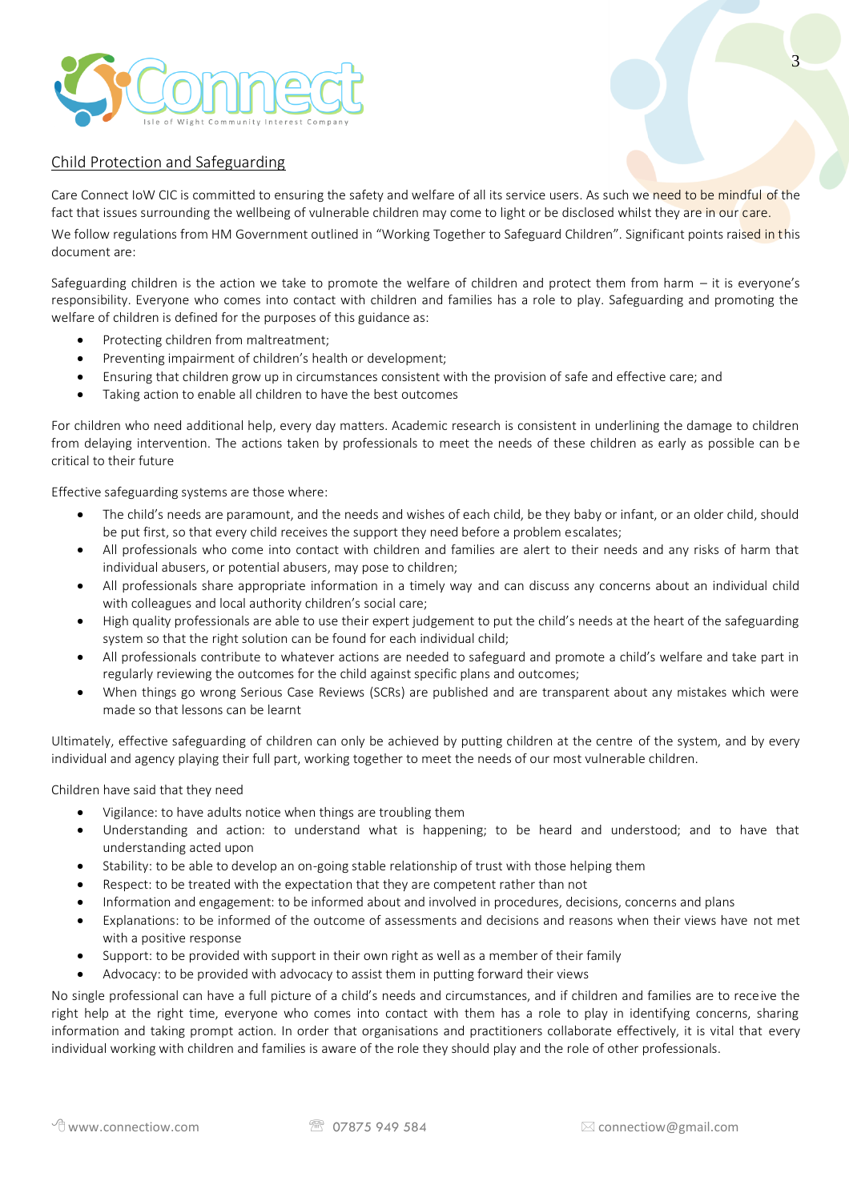## Child Protection and Safeguarding

Care Connect IoW CIC is committed to ensuring the safety and welfare of all its service users. As such we need to be mindful of the fact that issues surrounding the wellbeing of vulnerable children may come to light or be disclosed whilst they are in our care.

We follow regulations from HM Government outlined in "Working Together to Safeguard Children". Significant points raised in this document are:

Safeguarding children is the action we take to promote the welfare of children and protect them from harm – it is everyone's responsibility. Everyone who comes into contact with children and families has a role to play. Safeguarding and promoting the welfare of children is defined for the purposes of this guidance as:

- Protecting children from maltreatment;
- Preventing impairment of children's health or development;
- Ensuring that children grow up in circumstances consistent with the provision of safe and effective care; and
- Taking action to enable all children to have the best outcomes

For children who need additional help, every day matters. Academic research is consistent in underlining the damage to children from delaying intervention. The actions taken by professionals to meet the needs of these children as early as possible can be critical to their future

Effective safeguarding systems are those where:

- The child's needs are paramount, and the needs and wishes of each child, be they baby or infant, or an older child, should be put first, so that every child receives the support they need before a problem escalates;
- All professionals who come into contact with children and families are alert to their needs and any risks of harm that individual abusers, or potential abusers, may pose to children;
- All professionals share appropriate information in a timely way and can discuss any concerns about an individual child with colleagues and local authority children's social care;
- High quality professionals are able to use their expert judgement to put the child's needs at the heart of the safeguarding system so that the right solution can be found for each individual child;
- All professionals contribute to whatever actions are needed to safeguard and promote a child's welfare and take part in regularly reviewing the outcomes for the child against specific plans and outcomes;
- When things go wrong Serious Case Reviews (SCRs) are published and are transparent about any mistakes which were made so that lessons can be learnt

Ultimately, effective safeguarding of children can only be achieved by putting children at the centre of the system, and by every individual and agency playing their full part, working together to meet the needs of our most vulnerable children.

Children have said that they need

- Vigilance: to have adults notice when things are troubling them
- Understanding and action: to understand what is happening; to be heard and understood; and to have that understanding acted upon
- Stability: to be able to develop an on-going stable relationship of trust with those helping them
- Respect: to be treated with the expectation that they are competent rather than not
- Information and engagement: to be informed about and involved in procedures, decisions, concerns and plans
- Explanations: to be informed of the outcome of assessments and decisions and reasons when their views have not met with a positive response
- Support: to be provided with support in their own right as well as a member of their family
- Advocacy: to be provided with advocacy to assist them in putting forward their views

No single professional can have a full picture of a child's needs and circumstances, and if children and families are to receive the right help at the right time, everyone who comes into contact with them has a role to play in identifying concerns, sharing information and taking prompt action. In order that organisations and practitioners collaborate effectively, it is vital that every individual working with children and families is aware of the role they should play and the role of other professionals.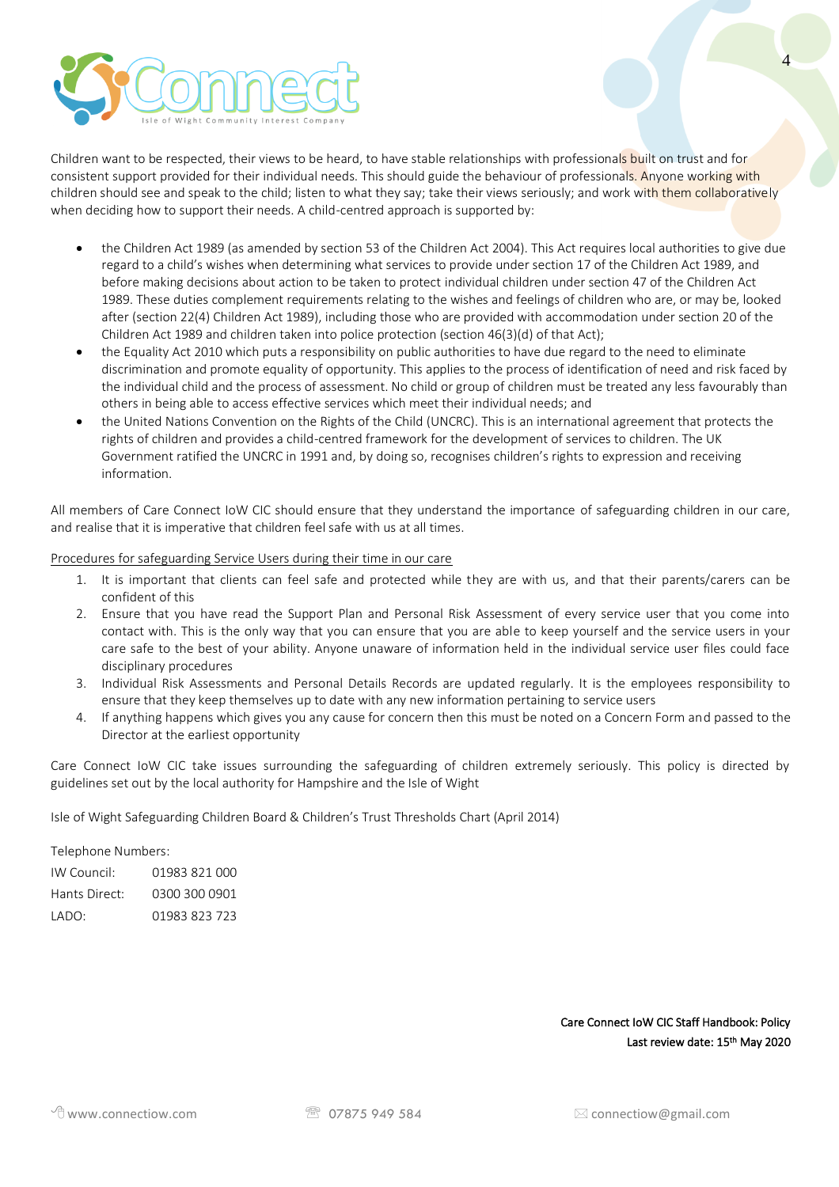Children want to be respected, their views to be heard, to have stable relationships with professionals built on trust and for consistent support provided for their individual needs. This should guide the behaviour of professionals. Anyone working with children should see and speak to the child; listen to what they say; take their views seriously; and work with them collaboratively when deciding how to support their needs. A child-centred approach is supported by:

- the Children Act 1989 (as amended by section 53 of the Children Act 2004). This Act requires local authorities to give due regard to a child's wishes when determining what services to provide under section 17 of the Children Act 1989, and before making decisions about action to be taken to protect individual children under section 47 of the Children Act 1989. These duties complement requirements relating to the wishes and feelings of children who are, or may be, looked after (section 22(4) Children Act 1989), including those who are provided with accommodation under section 20 of the Children Act 1989 and children taken into police protection (section 46(3)(d) of that Act);
- the Equality Act 2010 which puts a responsibility on public authorities to have due regard to the need to eliminate discrimination and promote equality of opportunity. This applies to the process of identification of need and risk faced by the individual child and the process of assessment. No child or group of children must be treated any less favourably than others in being able to access effective services which meet their individual needs; and
- the United Nations Convention on the Rights of the Child (UNCRC). This is an international agreement that protects the rights of children and provides a child-centred framework for the development of services to children. The UK Government ratified the UNCRC in 1991 and, by doing so, recognises children's rights to expression and receiving information.

All members of Care Connect IoW CIC should ensure that they understand the importance of safeguarding children in our care, and realise that it is imperative that children feel safe with us at all times.

<u>Procedures for safeguarding Service Users during their time in our care</u>

1. It is important that clients can feel safe and protected while they are with us, and that their parents/carers can be confident of this
2. Ensure that you have read the Support Plan and Personal Risk Assessment of every service user that you come into contact with. This is the only way that you can ensure that you are able to keep yourself and the service users in your care safe to the best of your ability. Anyone unaware of information held in the individual service user files could face disciplinary procedures
3. Individual Risk Assessments and Personal Details Records are updated regularly. It is the employees responsibility to ensure that they keep themselves up to date with any new information pertaining to service users
4. If anything happens which gives you any cause for concern then this must be noted on a Concern Form and passed to the Director at the earliest opportunity

Care Connect IoW CIC take issues surrounding the safeguarding of children extremely seriously. This policy is directed by guidelines set out by the local authority for Hampshire and the Isle of Wight

Isle of Wight Safeguarding Children Board & Children's Trust Thresholds Chart (April 2014)

Telephone Numbers:

| | |
|---|---|
| IW Council: | 01983 821 000 |
| Hants Direct: | 0300 300 0901 |
| LADO: | 01983 823 723 |

Care Connect IoW CIC Staff Handbook: Policy
Last review date: 15th May 2020